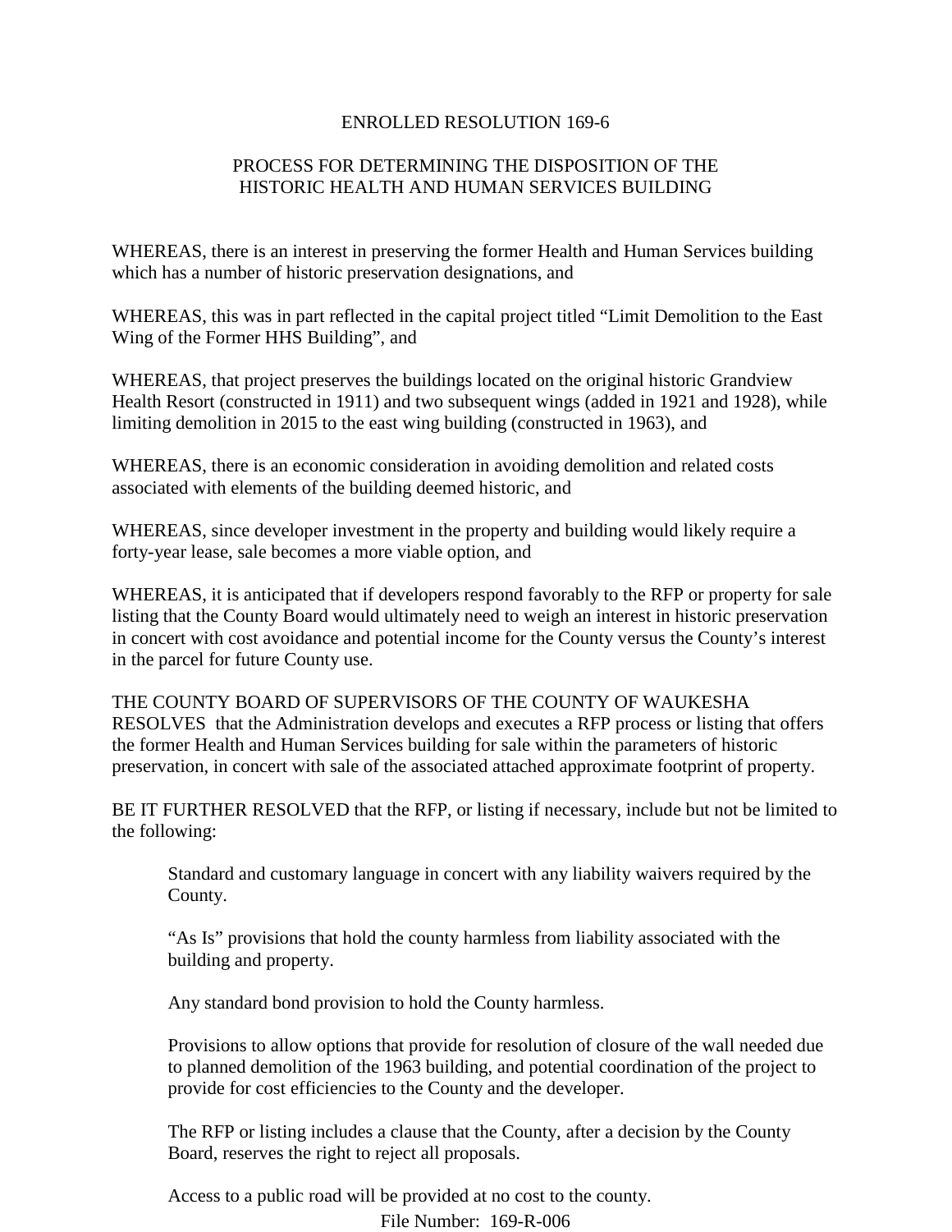# ENROLLED RESOLUTION 169-6

## PROCESS FOR DETERMINING THE DISPOSITION OF THE HISTORIC HEALTH AND HUMAN SERVICES BUILDING

WHEREAS, there is an interest in preserving the former Health and Human Services building which has a number of historic preservation designations, and

WHEREAS, this was in part reflected in the capital project titled "Limit Demolition to the East Wing of the Former HHS Building", and

WHEREAS, that project preserves the buildings located on the original historic Grandview Health Resort (constructed in 1911) and two subsequent wings (added in 1921 and 1928), while limiting demolition in 2015 to the east wing building (constructed in 1963), and

WHEREAS, there is an economic consideration in avoiding demolition and related costs associated with elements of the building deemed historic, and

WHEREAS, since developer investment in the property and building would likely require a forty-year lease, sale becomes a more viable option, and

WHEREAS, it is anticipated that if developers respond favorably to the RFP or property for sale listing that the County Board would ultimately need to weigh an interest in historic preservation in concert with cost avoidance and potential income for the County versus the County's interest in the parcel for future County use.

THE COUNTY BOARD OF SUPERVISORS OF THE COUNTY OF WAUKESHA RESOLVES that the Administration develops and executes a RFP process or listing that offers the former Health and Human Services building for sale within the parameters of historic preservation, in concert with sale of the associated attached approximate footprint of property.

BE IT FURTHER RESOLVED that the RFP, or listing if necessary, include but not be limited to the following:

Standard and customary language in concert with any liability waivers required by the County.

"As Is" provisions that hold the county harmless from liability associated with the building and property.

Any standard bond provision to hold the County harmless.

Provisions to allow options that provide for resolution of closure of the wall needed due to planned demolition of the 1963 building, and potential coordination of the project to provide for cost efficiencies to the County and the developer.

The RFP or listing includes a clause that the County, after a decision by the County Board, reserves the right to reject all proposals.

Access to a public road will be provided at no cost to the county.

File Number: 169-R-006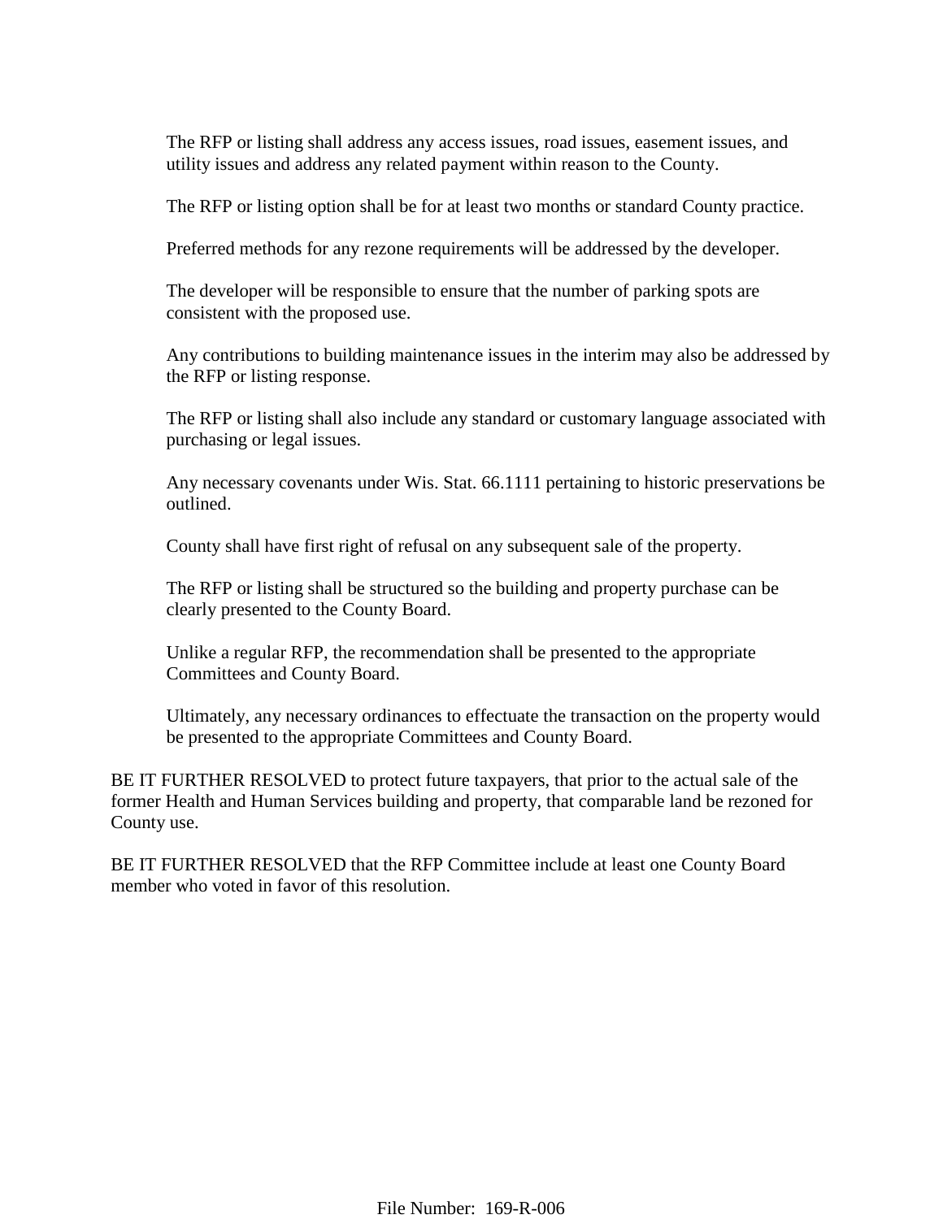The RFP or listing shall address any access issues, road issues, easement issues, and utility issues and address any related payment within reason to the County.

The RFP or listing option shall be for at least two months or standard County practice.

Preferred methods for any rezone requirements will be addressed by the developer.

The developer will be responsible to ensure that the number of parking spots are consistent with the proposed use.

Any contributions to building maintenance issues in the interim may also be addressed by the RFP or listing response.

The RFP or listing shall also include any standard or customary language associated with purchasing or legal issues.

Any necessary covenants under Wis. Stat. 66.1111 pertaining to historic preservations be outlined.

County shall have first right of refusal on any subsequent sale of the property.

The RFP or listing shall be structured so the building and property purchase can be clearly presented to the County Board.

Unlike a regular RFP, the recommendation shall be presented to the appropriate Committees and County Board.

Ultimately, any necessary ordinances to effectuate the transaction on the property would be presented to the appropriate Committees and County Board.

BE IT FURTHER RESOLVED to protect future taxpayers, that prior to the actual sale of the former Health and Human Services building and property, that comparable land be rezoned for County use.

BE IT FURTHER RESOLVED that the RFP Committee include at least one County Board member who voted in favor of this resolution.

File Number: 169-R-006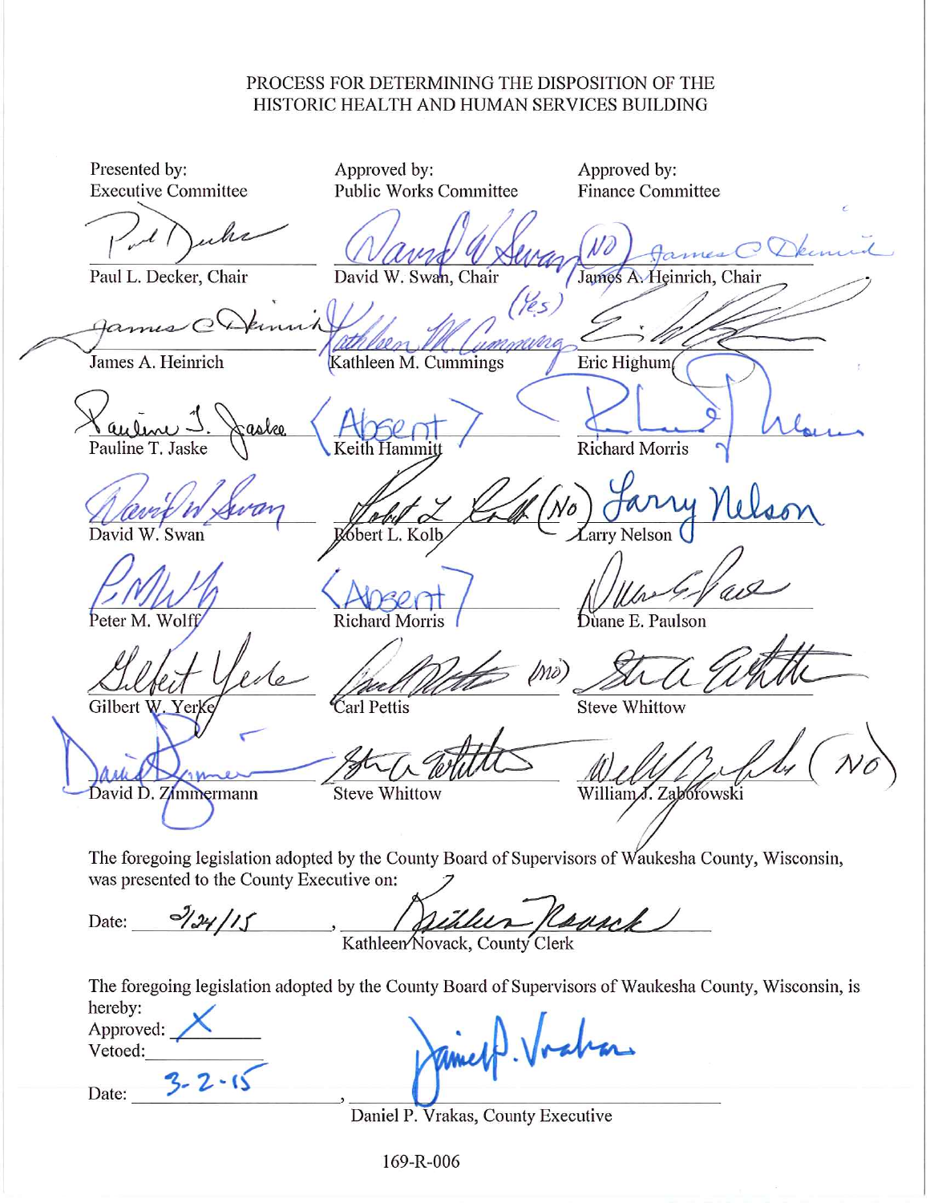PROCESS FOR DETERMINING THE DISPOSITION OF THE HISTORIC HEALTH AND HUMAN SERVICES BUILDING

| Presented by: Executive Committee | Approved by: Public Works Committee | Approved by: Finance Committee |
|---|---|---|
| Paul L. Decker, Chair | David W. Swan, Chair (NO) | James A. Heinrich, Chair |
| James A. Heinrich | Kathleen M. Cummings (Yes) | Eric Highum |
| Pauline T. Jaske | Keith Hammitt (Absent) | Richard Morris |
| David W. Swan | Robert L. Kolb (NO) | Larry Nelson |
| Peter M. Wolff | Richard Morris (Absent) | Duane E. Paulson |
| Gilbert W. Yerke | Carl Pettis (NO) | Steve Whittow |
| David D. Zimmermann | Steve Whittow | William J. Zaborowski (NO) |

The foregoing legislation adopted by the County Board of Supervisors of Waukesha County, Wisconsin, was presented to the County Executive on:

Date: 2/24/15, Kathleen Novack, County Clerk

The foregoing legislation adopted by the County Board of Supervisors of Waukesha County, Wisconsin, is hereby:

Approved: X

Vetoed: ______

Date: 3-2-15, Daniel P. Vrakas, County Executive

169-R-006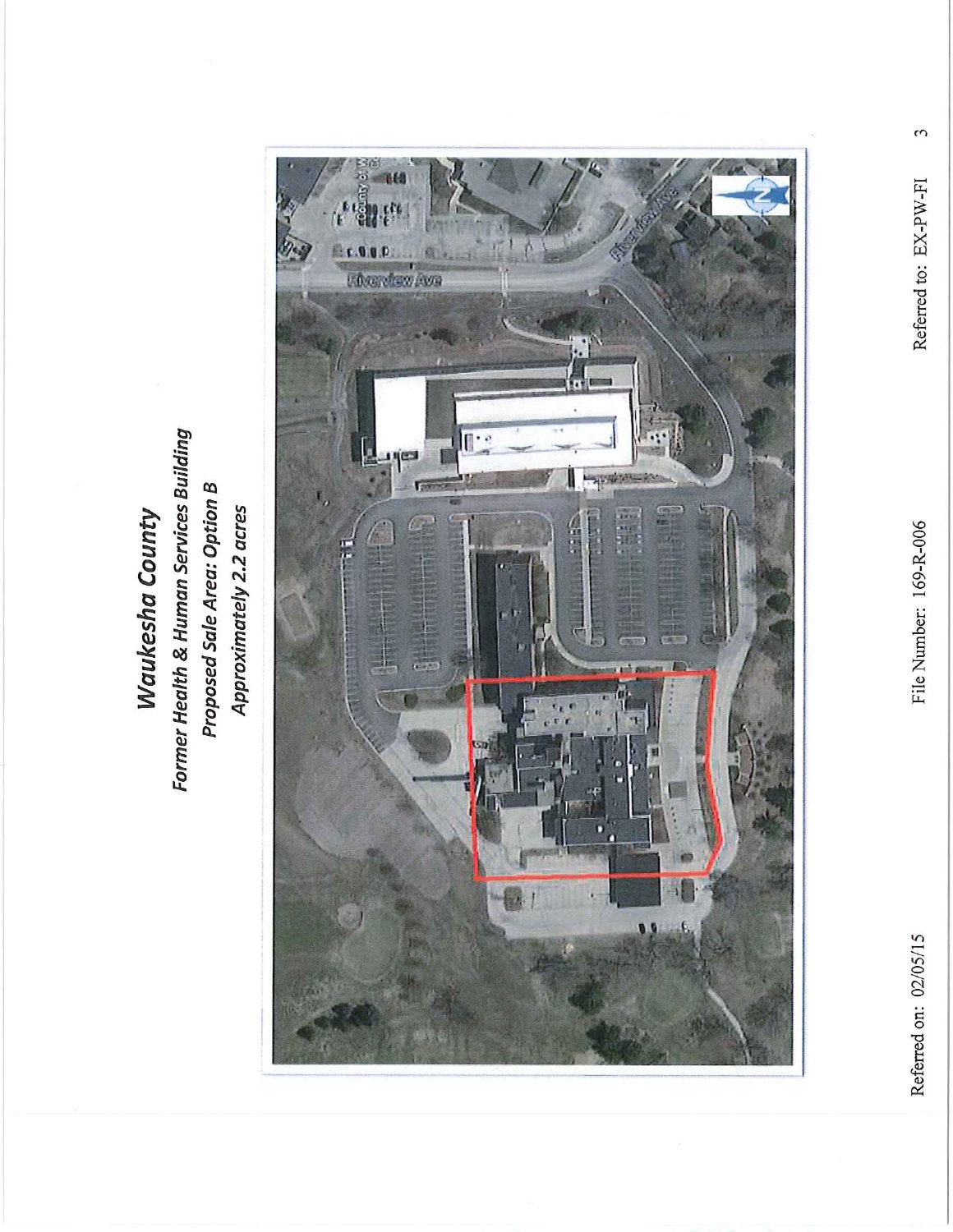# Waukesha County

***Former Health & Human Services Building***

***Proposed Sale Area: Option B***

***Approximately 2.2 acres***

Referred on: 02/05/15 File Number: 169-R-006 Referred to: EX-PW-FI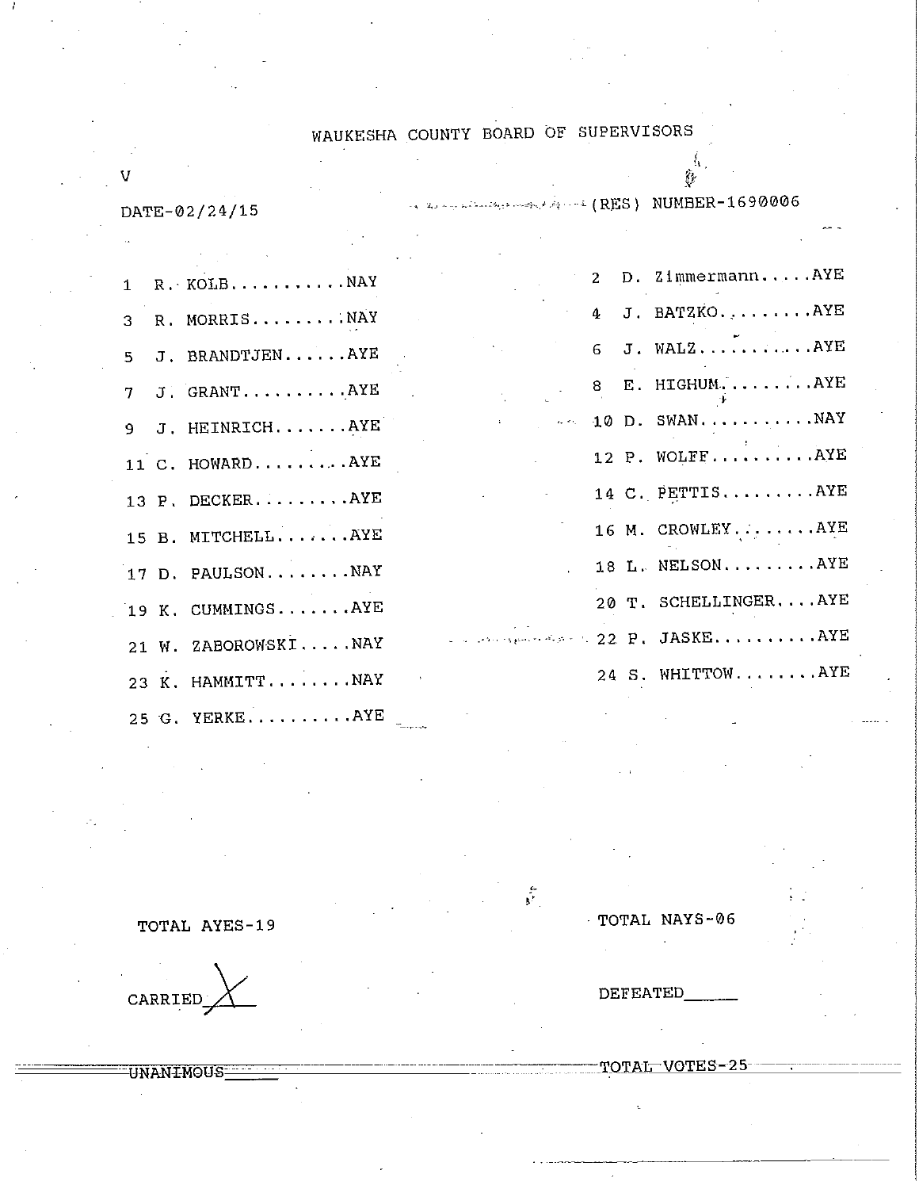# WAUKESHA COUNTY BOARD OF SUPERVISORS

V

DATE-02/24/15

(RES) NUMBER-1690006

1 R. KOLB...........NAY

2 D. Zimmermann.....AYE

3 R. MORRIS.........NAY

4 J. BATZKO.........AYE

5 J. BRANDTJEN......AYE

6 J. WALZ...........AYE

7 J. GRANT..........AYE

8 E. HIGHUM.........AYE

9 J. HEINRICH.......AYE

10 D. SWAN...........NAY

11 C. HOWARD.........AYE

12 P. WOLFF..........AYE

13 P. DECKER.........AYE

14 C. PETTIS.........AYE

15 B. MITCHELL.......AYE

16 M. CROWLEY........AYE

17 D. PAULSON........NAY

18 L. NELSON.........AYE

19 K. CUMMINGS.......AYE

20 T. SCHELLINGER....AYE

21 W. ZABOROWSKI.....NAY

22 P. JASKE..........AYE

23 K. HAMMITT........NAY

24 S. WHITTOW........AYE

25 G. YERKE..........AYE

TOTAL AYES-19

TOTAL NAYS-06

CARRIED X

DEFEATED______

UNANIMOUS______

TOTAL VOTES-25